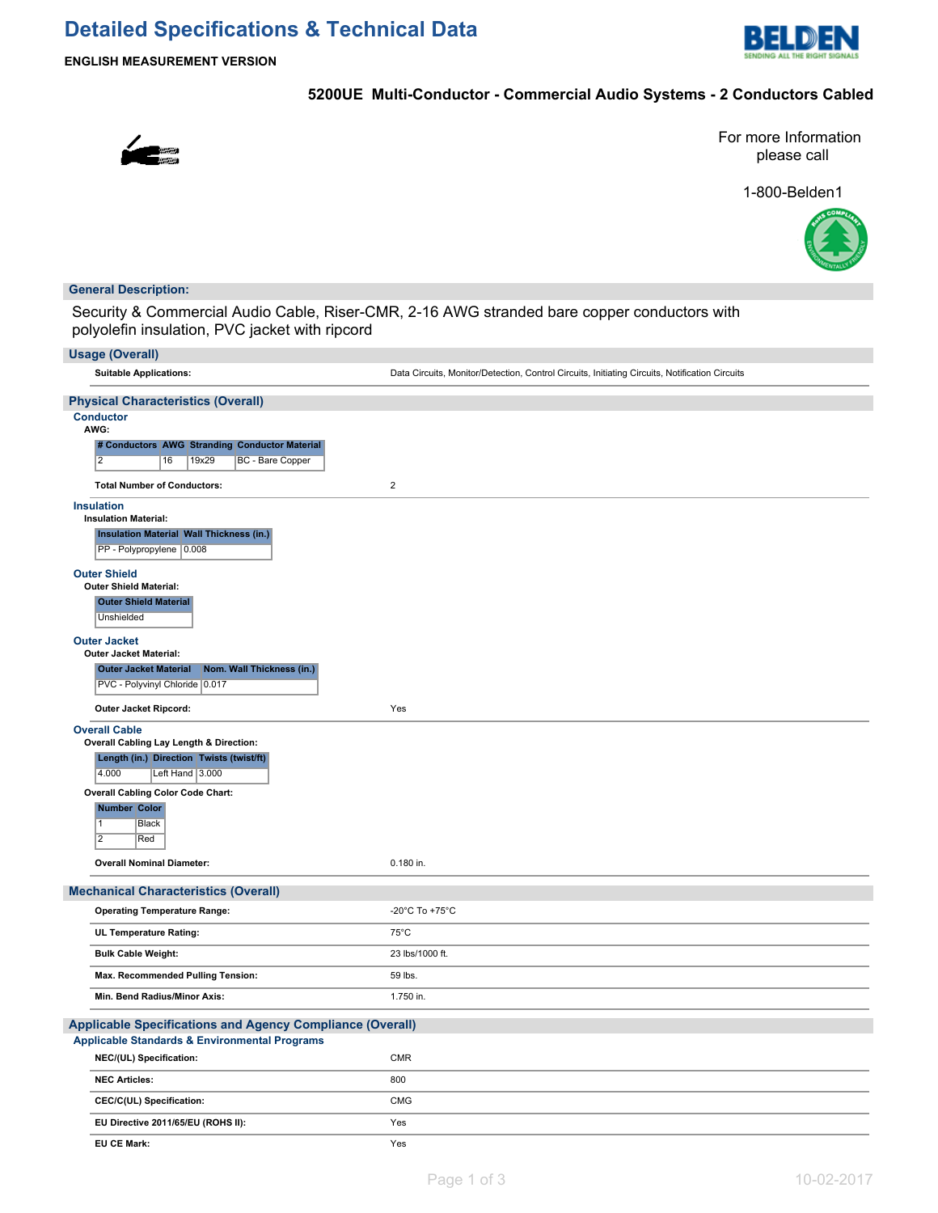# Detailed Specifications & Technical Data

**ENGLISH MEASUREMENT VERSION**

## 5200UE Multi-Conductor - Commercial Audio Systems - 2 Conductors Cabled

For more Information please call

1-800-Belden1

## General Description:

Security & Commercial Audio Cable, Riser-CMR, 2-16 AWG stranded bare copper conductors with polyolefin insulation, PVC jacket with ripcord

## Usage (Overall)

**Suitable Applications:** Data Circuits, Monitor/Detection, Control Circuits, Initiating Circuits, Notification Circuits

## Physical Characteristics (Overall)

### Conductor

**AWG:**

| # Conductors | AWG | Stranding | Conductor Material |
|---|---|---|---|
| 2 | 16 | 19x29 | BC - Bare Copper |

**Total Number of Conductors:** 2

### Insulation

**Insulation Material:**

| Insulation Material | Wall Thickness (in.) |
|---|---|
| PP - Polypropylene | 0.008 |

### Outer Shield

**Outer Shield Material:**

| Outer Shield Material |
|---|
| Unshielded |

### Outer Jacket

**Outer Jacket Material:**

| Outer Jacket Material | Nom. Wall Thickness (in.) |
|---|---|
| PVC - Polyvinyl Chloride | 0.017 |

**Outer Jacket Ripcord:** Yes

### Overall Cable

**Overall Cabling Lay Length & Direction:**

| Length (in.) | Direction | Twists (twist/ft) |
|---|---|---|
| 4.000 | Left Hand | 3.000 |

**Overall Cabling Color Code Chart:**

| Number | Color |
|---|---|
| 1 | Black |
| 2 | Red |

**Overall Nominal Diameter:** 0.180 in.

## Mechanical Characteristics (Overall)

| | |
|---|---|
| **Operating Temperature Range:** | -20°C To +75°C |
| **UL Temperature Rating:** | 75°C |
| **Bulk Cable Weight:** | 23 lbs/1000 ft. |
| **Max. Recommended Pulling Tension:** | 59 lbs. |
| **Min. Bend Radius/Minor Axis:** | 1.750 in. |

## Applicable Specifications and Agency Compliance (Overall)

### Applicable Standards & Environmental Programs

| | |
|---|---|
| **NEC/(UL) Specification:** | CMR |
| **NEC Articles:** | 800 |
| **CEC/C(UL) Specification:** | CMG |
| **EU Directive 2011/65/EU (ROHS II):** | Yes |
| **EU CE Mark:** | Yes |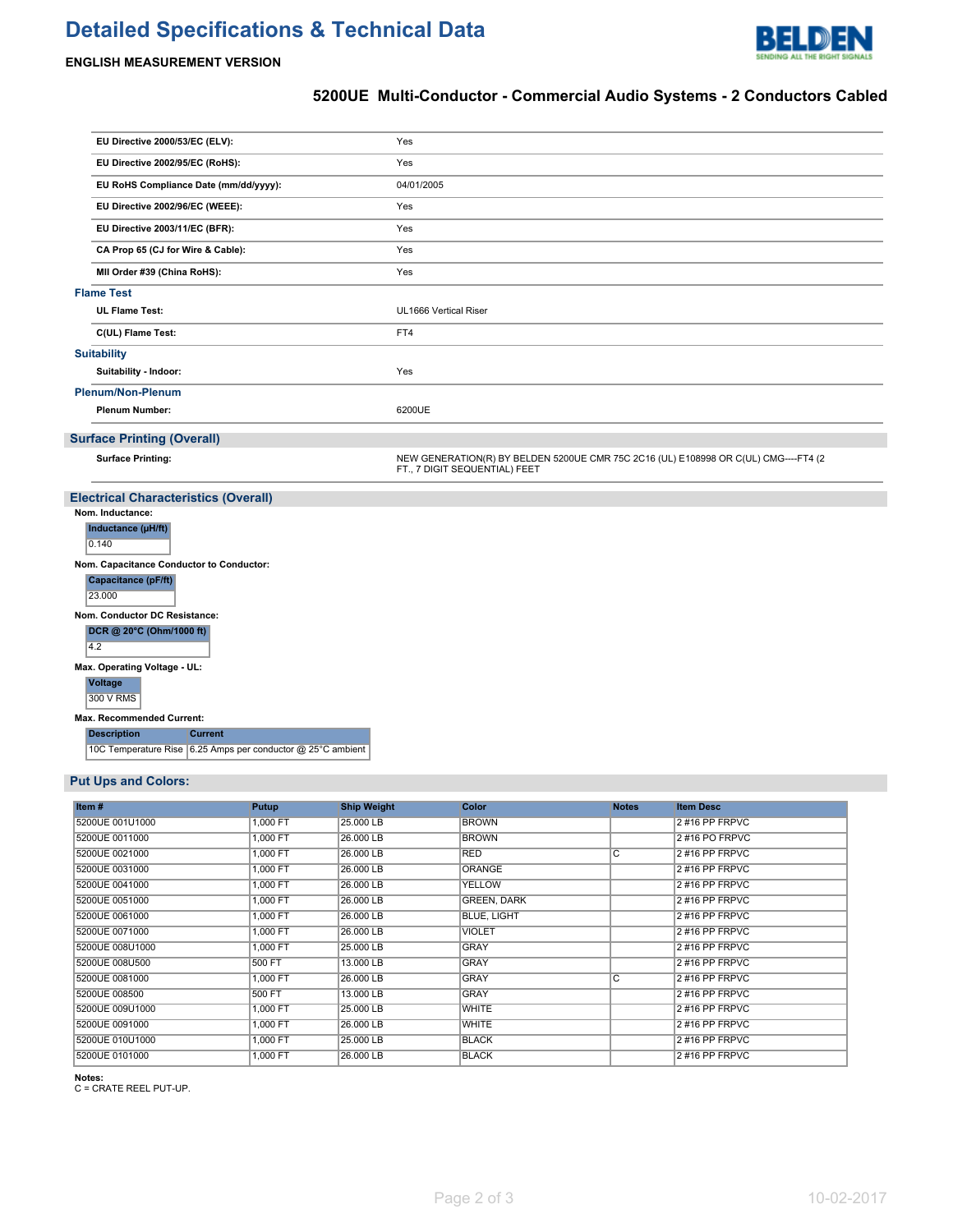# Detailed Specifications & Technical Data

**ENGLISH MEASUREMENT VERSION**

## 5200UE Multi-Conductor - Commercial Audio Systems - 2 Conductors Cabled

| | |
|---|---|
| **EU Directive 2000/53/EC (ELV):** | Yes |
| **EU Directive 2002/95/EC (RoHS):** | Yes |
| **EU RoHS Compliance Date (mm/dd/yyyy):** | 04/01/2005 |
| **EU Directive 2002/96/EC (WEEE):** | Yes |
| **EU Directive 2003/11/EC (BFR):** | Yes |
| **CA Prop 65 (CJ for Wire & Cable):** | Yes |
| **MII Order #39 (China RoHS):** | Yes |

### Flame Test

| | |
|---|---|
| **UL Flame Test:** | UL1666 Vertical Riser |
| **C(UL) Flame Test:** | FT4 |

### Suitability

| | |
|---|---|
| **Suitability - Indoor:** | Yes |

### Plenum/Non-Plenum

| | |
|---|---|
| **Plenum Number:** | 6200UE |

## Surface Printing (Overall)

| | |
|---|---|
| **Surface Printing:** | NEW GENERATION(R) BY BELDEN 5200UE CMR 75C 2C16 (UL) E108998 OR C(UL) CMG----FT4 (2 FT., 7 DIGIT SEQUENTIAL) FEET |

## Electrical Characteristics (Overall)

**Nom. Inductance:**

| Inductance (µH/ft) |
|---|
| 0.140 |

**Nom. Capacitance Conductor to Conductor:**

| Capacitance (pF/ft) |
|---|
| 23.000 |

**Nom. Conductor DC Resistance:**

| DCR @ 20°C (Ohm/1000 ft) |
|---|
| 4.2 |

**Max. Operating Voltage - UL:**

| Voltage |
|---|
| 300 V RMS |

**Max. Recommended Current:**

| Description | Current |
|---|---|
| 10C Temperature Rise | 6.25 Amps per conductor @ 25°C ambient |

## Put Ups and Colors:

| Item # | Putup | Ship Weight | Color | Notes | Item Desc |
|---|---|---|---|---|---|
| 5200UE 001U1000 | 1,000 FT | 25.000 LB | BROWN | | 2 #16 PP FRPVC |
| 5200UE 0011000 | 1,000 FT | 26.000 LB | BROWN | | 2 #16 PO FRPVC |
| 5200UE 0021000 | 1,000 FT | 26.000 LB | RED | C | 2 #16 PP FRPVC |
| 5200UE 0031000 | 1,000 FT | 26.000 LB | ORANGE | | 2 #16 PP FRPVC |
| 5200UE 0041000 | 1,000 FT | 26.000 LB | YELLOW | | 2 #16 PP FRPVC |
| 5200UE 0051000 | 1,000 FT | 26.000 LB | GREEN, DARK | | 2 #16 PP FRPVC |
| 5200UE 0061000 | 1,000 FT | 26.000 LB | BLUE, LIGHT | | 2 #16 PP FRPVC |
| 5200UE 0071000 | 1,000 FT | 26.000 LB | VIOLET | | 2 #16 PP FRPVC |
| 5200UE 008U1000 | 1,000 FT | 25.000 LB | GRAY | | 2 #16 PP FRPVC |
| 5200UE 008U500 | 500 FT | 13.000 LB | GRAY | | 2 #16 PP FRPVC |
| 5200UE 0081000 | 1,000 FT | 26.000 LB | GRAY | C | 2 #16 PP FRPVC |
| 5200UE 008500 | 500 FT | 13.000 LB | GRAY | | 2 #16 PP FRPVC |
| 5200UE 009U1000 | 1,000 FT | 25.000 LB | WHITE | | 2 #16 PP FRPVC |
| 5200UE 0091000 | 1,000 FT | 26.000 LB | WHITE | | 2 #16 PP FRPVC |
| 5200UE 010U1000 | 1,000 FT | 25.000 LB | BLACK | | 2 #16 PP FRPVC |
| 5200UE 0101000 | 1,000 FT | 26.000 LB | BLACK | | 2 #16 PP FRPVC |

**Notes:**
C = CRATE REEL PUT-UP.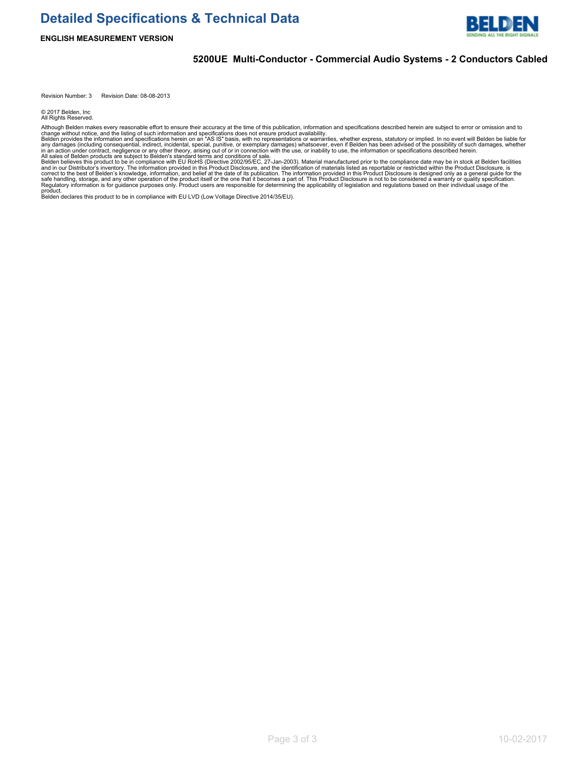Revision Number: 3 Revision Date: 08-08-2013

© 2017 Belden, Inc
All Rights Reserved.

Although Belden makes every reasonable effort to ensure their accuracy at the time of this publication, information and specifications described herein are subject to error or omission and to change without notice, and the listing of such information and specifications does not ensure product availability.
Belden provides the information and specifications herein on an "AS IS" basis, with no representations or warranties, whether express, statutory or implied. In no event will Belden be liable for any damages (including consequential, indirect, incidental, special, punitive, or exemplary damages) whatsoever, even if Belden has been advised of the possibility of such damages, whether in an action under contract, negligence or any other theory, arising out of or in connection with the use, or inability to use, the information or specifications described herein.
All sales of Belden products are subject to Belden's standard terms and conditions of sale.
Belden believes this product to be in compliance with EU RoHS (Directive 2002/95/EC, 27-Jan-2003). Material manufactured prior to the compliance date may be in stock at Belden facilities and in our Distributor's inventory. The information provided in this Product Disclosure, and the identification of materials listed as reportable or restricted within the Product Disclosure, is correct to the best of Belden's knowledge, information, and belief at the date of its publication. The information provided in this Product Disclosure is designed only as a general guide for the safe handling, storage, and any other operation of the product itself or the one that it becomes a part of. This Product Disclosure is not to be considered a warranty or quality specification. Regulatory information is for guidance purposes only. Product users are responsible for determining the applicability of legislation and regulations based on their individual usage of the product.
Belden declares this product to be in compliance with EU LVD (Low Voltage Directive 2014/35/EU).